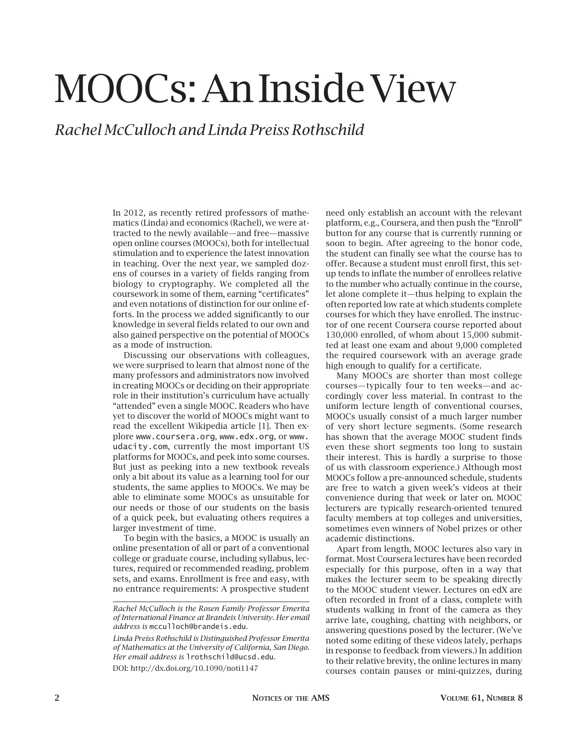# MOOCs: An Inside View

*Rachel McCulloch and Linda Preiss Rothschild*

In 2012, as recently retired professors of mathematics (Linda) and economics (Rachel), we were attracted to the newly available—and free—massive open online courses (MOOCs), both for intellectual stimulation and to experience the latest innovation in teaching. Over the next year, we sampled dozens of courses in a variety of fields ranging from biology to cryptography. We completed all the coursework in some of them, earning "certificates" and even notations of distinction for our online efforts. In the process we added significantly to our knowledge in several fields related to our own and also gained perspective on the potential of MOOCs as a mode of instruction.

Discussing our observations with colleagues, we were surprised to learn that almost none of the many professors and administrators now involved in creating MOOCs or deciding on their appropriate role in their institution's curriculum have actually "attended" even a single MOOC. Readers who have yet to discover the world of MOOCs might want to read the excellent Wikipedia article [1]. Then explore www.coursera.org, www.edx.org, or www.udacity.com, currently the most important US platforms for MOOCs, and peek into some courses. But just as peeking into a new textbook reveals only a bit about its value as a learning tool for our students, the same applies to MOOCs. We may be able to eliminate some MOOCs as unsuitable for our needs or those of our students on the basis of a quick peek, but evaluating others requires a larger investment of time.

To begin with the basics, a MOOC is usually an online presentation of all or part of a conventional college or graduate course, including syllabus, lectures, required or recommended reading, problem sets, and exams. Enrollment is free and easy, with no entrance requirements: A prospective student need only establish an account with the relevant platform, e.g., Coursera, and then push the "Enroll" button for any course that is currently running or soon to begin. After agreeing to the honor code, the student can finally see what the course has to offer. Because a student must enroll first, this setup tends to inflate the number of enrollees relative to the number who actually continue in the course, let alone complete it—thus helping to explain the often reported low rate at which students complete courses for which they have enrolled. The instructor of one recent Coursera course reported about 130,000 enrolled, of whom about 15,000 submitted at least one exam and about 9,000 completed the required coursework with an average grade high enough to qualify for a certificate.

Many MOOCs are shorter than most college courses—typically four to ten weeks—and accordingly cover less material. In contrast to the uniform lecture length of conventional courses, MOOCs usually consist of a much larger number of very short lecture segments. (Some research has shown that the average MOOC student finds even these short segments too long to sustain their interest. This is hardly a surprise to those of us with classroom experience.) Although most MOOCs follow a pre-announced schedule, students are free to watch a given week's videos at their convenience during that week or later on. MOOC lecturers are typically research-oriented tenured faculty members at top colleges and universities, sometimes even winners of Nobel prizes or other academic distinctions.

Apart from length, MOOC lectures also vary in format. Most Coursera lectures have been recorded especially for this purpose, often in a way that makes the lecturer seem to be speaking directly to the MOOC student viewer. Lectures on edX are often recorded in front of a class, complete with students walking in front of the camera as they arrive late, coughing, chatting with neighbors, or answering questions posed by the lecturer. (We've noted some editing of these videos lately, perhaps in response to feedback from viewers.) In addition to their relative brevity, the online lectures in many courses contain pauses or mini-quizzes, during

---

*Rachel McCulloch is the Rosen Family Professor Emerita of International Finance at Brandeis University. Her email address is* mcculloch@brandeis.edu.

*Linda Preiss Rothschild is Distinguished Professor Emerita of Mathematics at the University of California, San Diego. Her email address is* lrothschild@ucsd.edu.

DOI: http://dx.doi.org/10.1090/noti1147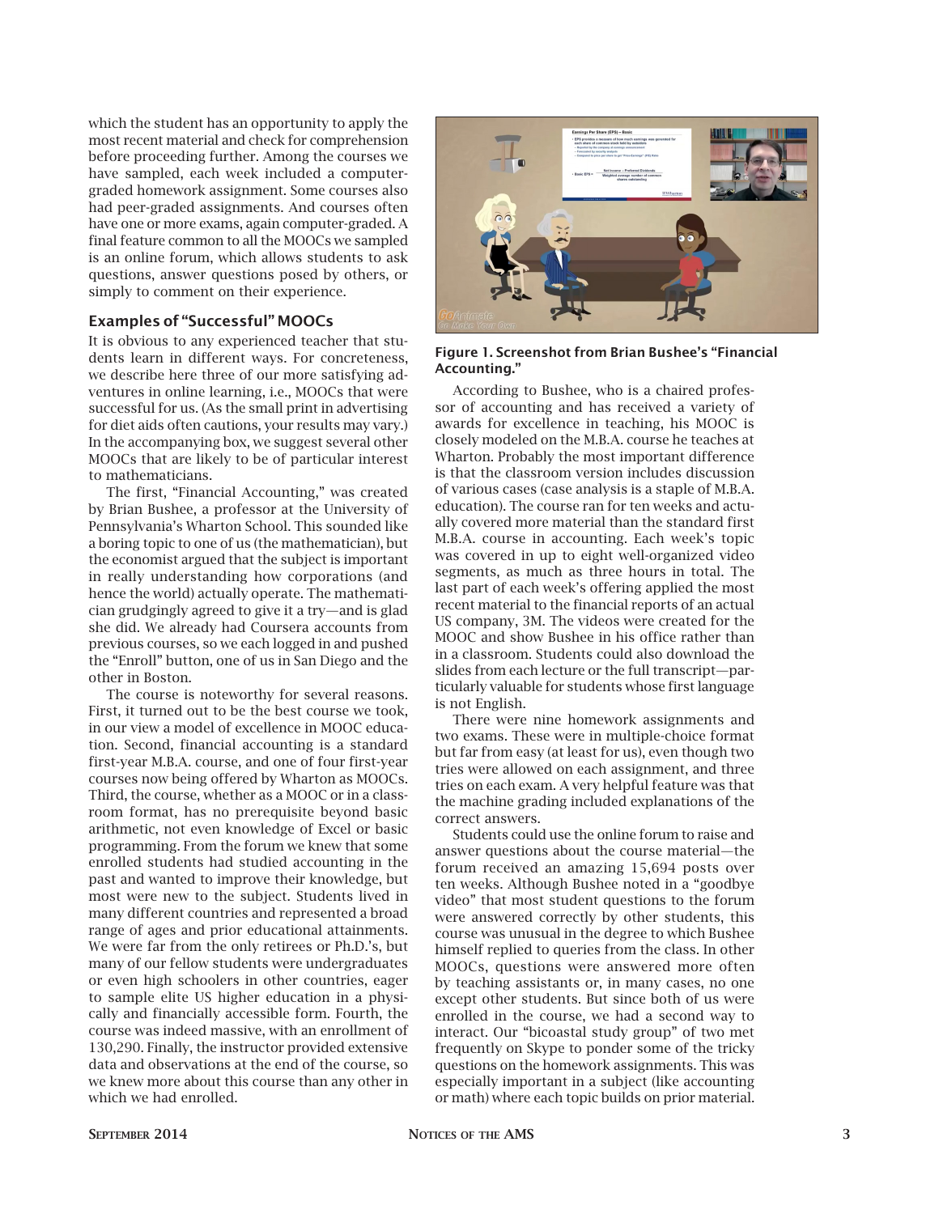which the student has an opportunity to apply the most recent material and check for comprehension before proceeding further. Among the courses we have sampled, each week included a computer-graded homework assignment. Some courses also had peer-graded assignments. And courses often have one or more exams, again computer-graded. A final feature common to all the MOOCs we sampled is an online forum, which allows students to ask questions, answer questions posed by others, or simply to comment on their experience.

### Examples of "Successful" MOOCs

It is obvious to any experienced teacher that students learn in different ways. For concreteness, we describe here three of our more satisfying adventures in online learning, i.e., MOOCs that were successful for us. (As the small print in advertising for diet aids often cautions, your results may vary.) In the accompanying box, we suggest several other MOOCs that are likely to be of particular interest to mathematicians.

The first, "Financial Accounting," was created by Brian Bushee, a professor at the University of Pennsylvania's Wharton School. This sounded like a boring topic to one of us (the mathematician), but the economist argued that the subject is important in really understanding how corporations (and hence the world) actually operate. The mathematician grudgingly agreed to give it a try—and is glad she did. We already had Coursera accounts from previous courses, so we each logged in and pushed the "Enroll" button, one of us in San Diego and the other in Boston.

The course is noteworthy for several reasons. First, it turned out to be the best course we took, in our view a model of excellence in MOOC education. Second, financial accounting is a standard first-year M.B.A. course, and one of four first-year courses now being offered by Wharton as MOOCs. Third, the course, whether as a MOOC or in a classroom format, has no prerequisite beyond basic arithmetic, not even knowledge of Excel or basic programming. From the forum we knew that some enrolled students had studied accounting in the past and wanted to improve their knowledge, but most were new to the subject. Students lived in many different countries and represented a broad range of ages and prior educational attainments. We were far from the only retirees or Ph.D.'s, but many of our fellow students were undergraduates or even high schoolers in other countries, eager to sample elite US higher education in a physically and financially accessible form. Fourth, the course was indeed massive, with an enrollment of 130,290. Finally, the instructor provided extensive data and observations at the end of the course, so we knew more about this course than any other in which we had enrolled.

**Figure 1. Screenshot from Brian Bushee's "Financial Accounting."**

According to Bushee, who is a chaired professor of accounting and has received a variety of awards for excellence in teaching, his MOOC is closely modeled on the M.B.A. course he teaches at Wharton. Probably the most important difference is that the classroom version includes discussion of various cases (case analysis is a staple of M.B.A. education). The course ran for ten weeks and actually covered more material than the standard first M.B.A. course in accounting. Each week's topic was covered in up to eight well-organized video segments, as much as three hours in total. The last part of each week's offering applied the most recent material to the financial reports of an actual US company, 3M. The videos were created for the MOOC and show Bushee in his office rather than in a classroom. Students could also download the slides from each lecture or the full transcript—particularly valuable for students whose first language is not English.

There were nine homework assignments and two exams. These were in multiple-choice format but far from easy (at least for us), even though two tries were allowed on each assignment, and three tries on each exam. A very helpful feature was that the machine grading included explanations of the correct answers.

Students could use the online forum to raise and answer questions about the course material—the forum received an amazing 15,694 posts over ten weeks. Although Bushee noted in a "goodbye video" that most student questions to the forum were answered correctly by other students, this course was unusual in the degree to which Bushee himself replied to queries from the class. In other MOOCs, questions were answered more often by teaching assistants or, in many cases, no one except other students. But since both of us were enrolled in the course, we had a second way to interact. Our "bicoastal study group" of two met frequently on Skype to ponder some of the tricky questions on the homework assignments. This was especially important in a subject (like accounting or math) where each topic builds on prior material.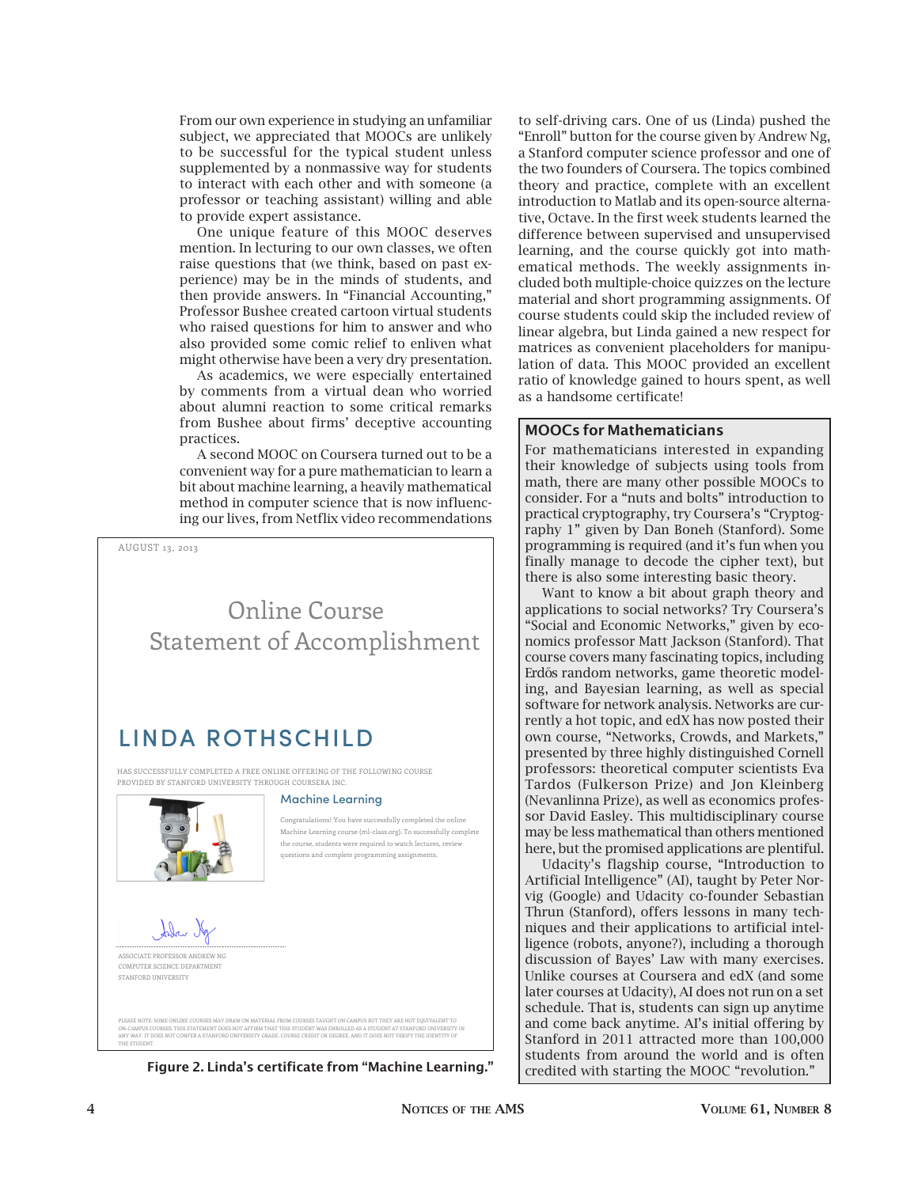From our own experience in studying an unfamiliar subject, we appreciated that MOOCs are unlikely to be successful for the typical student unless supplemented by a nonmassive way for students to interact with each other and with someone (a professor or teaching assistant) willing and able to provide expert assistance.

One unique feature of this MOOC deserves mention. In lecturing to our own classes, we often raise questions that (we think, based on past experience) may be in the minds of students, and then provide answers. In "Financial Accounting," Professor Bushee created cartoon virtual students who raised questions for him to answer and who also provided some comic relief to enliven what might otherwise have been a very dry presentation.

As academics, we were especially entertained by comments from a virtual dean who worried about alumni reaction to some critical remarks from Bushee about firms' deceptive accounting practices.

A second MOOC on Coursera turned out to be a convenient way for a pure mathematician to learn a bit about machine learning, a heavily mathematical method in computer science that is now influencing our lives, from Netflix video recommendations to self-driving cars. One of us (Linda) pushed the "Enroll" button for the course given by Andrew Ng, a Stanford computer science professor and one of the two founders of Coursera. The topics combined theory and practice, complete with an excellent introduction to Matlab and its open-source alternative, Octave. In the first week students learned the difference between supervised and unsupervised learning, and the course quickly got into mathematical methods. The weekly assignments included both multiple-choice quizzes on the lecture material and short programming assignments. Of course students could skip the included review of linear algebra, but Linda gained a new respect for matrices as convenient placeholders for manipulation of data. This MOOC provided an excellent ratio of knowledge gained to hours spent, as well as a handsome certificate!

AUGUST 13, 2013

Online Course
Statement of Accomplishment

LINDA ROTHSCHILD

HAS SUCCESSFULLY COMPLETED A FREE ONLINE OFFERING OF THE FOLLOWING COURSE PROVIDED BY STANFORD UNIVERSITY THROUGH COURSERA INC.

Machine Learning

Congratulations! You have successfully completed the online Machine Learning course (ml-class.org). To successfully complete the course, students were required to watch lectures, review questions and complete programming assignments.

ASSOCIATE PROFESSOR ANDREW NG
COMPUTER SCIENCE DEPARTMENT
STANFORD UNIVERSITY

PLEASE NOTE: SOME ONLINE COURSES MAY DRAW ON MATERIAL FROM COURSES TAUGHT ON CAMPUS BUT THEY ARE NOT EQUIVALENT TO ON-CAMPUS COURSES. THIS STATEMENT DOES NOT AFFIRM THAT THIS STUDENT WAS ENROLLED AS A STUDENT AT STANFORD UNIVERSITY IN ANY WAY. IT DOES NOT CONFER A STANFORD UNIVERSITY GRADE, COURSE CREDIT OR DEGREE, AND IT DOES NOT VERIFY THE IDENTITY OF THE STUDENT.

**Figure 2. Linda's certificate from "Machine Learning."**

## MOOCs for Mathematicians

For mathematicians interested in expanding their knowledge of subjects using tools from math, there are many other possible MOOCs to consider. For a "nuts and bolts" introduction to practical cryptography, try Coursera's "Cryptography 1" given by Dan Boneh (Stanford). Some programming is required (and it's fun when you finally manage to decode the cipher text), but there is also some interesting basic theory.

Want to know a bit about graph theory and applications to social networks? Try Coursera's "Social and Economic Networks," given by economics professor Matt Jackson (Stanford). That course covers many fascinating topics, including Erdős random networks, game theoretic modeling, and Bayesian learning, as well as special software for network analysis. Networks are currently a hot topic, and edX has now posted their own course, "Networks, Crowds, and Markets," presented by three highly distinguished Cornell professors: theoretical computer scientists Eva Tardos (Fulkerson Prize) and Jon Kleinberg (Nevanlinna Prize), as well as economics professor David Easley. This multidisciplinary course may be less mathematical than others mentioned here, but the promised applications are plentiful.

Udacity's flagship course, "Introduction to Artificial Intelligence" (AI), taught by Peter Norvig (Google) and Udacity co-founder Sebastian Thrun (Stanford), offers lessons in many techniques and their applications to artificial intelligence (robots, anyone?), including a thorough discussion of Bayes' Law with many exercises. Unlike courses at Coursera and edX (and some later courses at Udacity), AI does not run on a set schedule. That is, students can sign up anytime and come back anytime. AI's initial offering by Stanford in 2011 attracted more than 100,000 students from around the world and is often credited with starting the MOOC "revolution."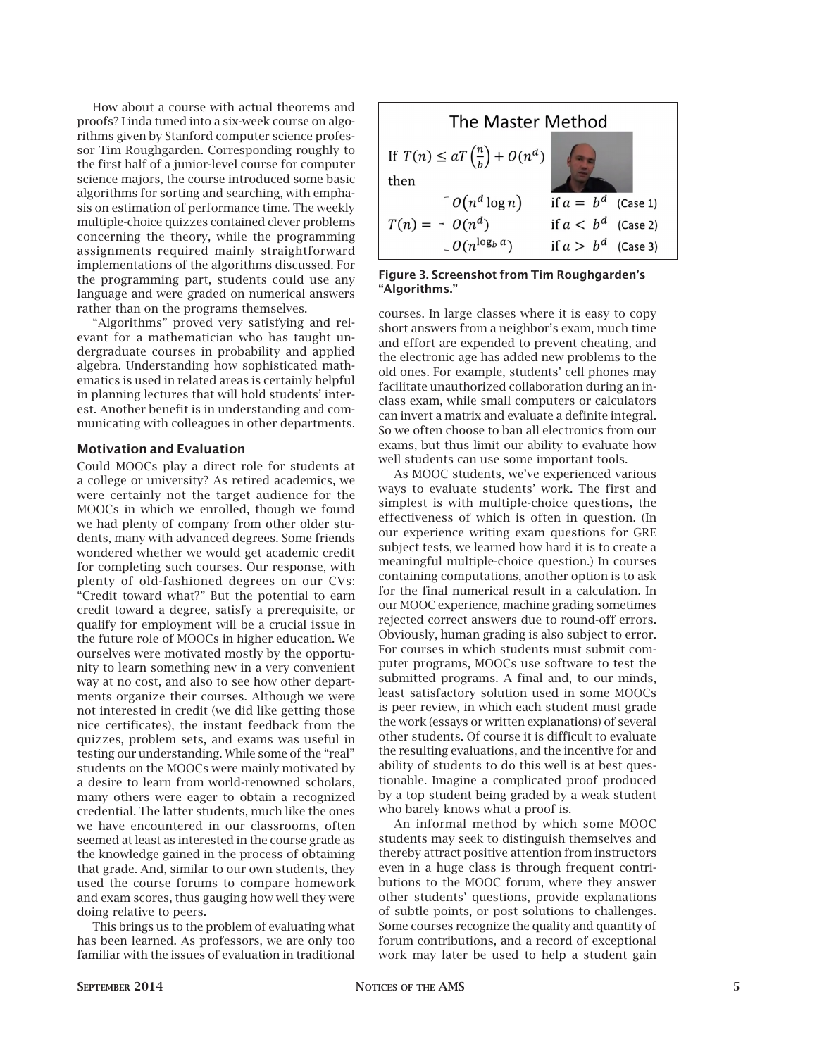How about a course with actual theorems and proofs? Linda tuned into a six-week course on algorithms given by Stanford computer science professor Tim Roughgarden. Corresponding roughly to the first half of a junior-level course for computer science majors, the course introduced some basic algorithms for sorting and searching, with emphasis on estimation of performance time. The weekly multiple-choice quizzes contained clever problems concerning the theory, while the programming assignments required mainly straightforward implementations of the algorithms discussed. For the programming part, students could use any language and were graded on numerical answers rather than on the programs themselves.

"Algorithms" proved very satisfying and relevant for a mathematician who has taught undergraduate courses in probability and applied algebra. Understanding how sophisticated mathematics is used in related areas is certainly helpful in planning lectures that will hold students' interest. Another benefit is in understanding and communicating with colleagues in other departments.

The Master Method

If $T(n) \leq aT\left(\frac{n}{b}\right) + O(n^d)$

then

$$T(n) = \begin{cases} O(n^d \log n) & \text{if } a = b^d \quad \text{(Case 1)} \\ O(n^d) & \text{if } a < b^d \quad \text{(Case 2)} \\ O(n^{\log_b a}) & \text{if } a > b^d \quad \text{(Case 3)} \end{cases}$$

**Figure 3. Screenshot from Tim Roughgarden's "Algorithms."**

### Motivation and Evaluation

Could MOOCs play a direct role for students at a college or university? As retired academics, we were certainly not the target audience for the MOOCs in which we enrolled, though we found we had plenty of company from other older students, many with advanced degrees. Some friends wondered whether we would get academic credit for completing such courses. Our response, with plenty of old-fashioned degrees on our CVs: "Credit toward what?" But the potential to earn credit toward a degree, satisfy a prerequisite, or qualify for employment will be a crucial issue in the future role of MOOCs in higher education. We ourselves were motivated mostly by the opportunity to learn something new in a very convenient way at no cost, and also to see how other departments organize their courses. Although we were not interested in credit (we did like getting those nice certificates), the instant feedback from the quizzes, problem sets, and exams was useful in testing our understanding. While some of the "real" students on the MOOCs were mainly motivated by a desire to learn from world-renowned scholars, many others were eager to obtain a recognized credential. The latter students, much like the ones we have encountered in our classrooms, often seemed at least as interested in the course grade as the knowledge gained in the process of obtaining that grade. And, similar to our own students, they used the course forums to compare homework and exam scores, thus gauging how well they were doing relative to peers.

This brings us to the problem of evaluating what has been learned. As professors, we are only too familiar with the issues of evaluation in traditional courses. In large classes where it is easy to copy short answers from a neighbor's exam, much time and effort are expended to prevent cheating, and the electronic age has added new problems to the old ones. For example, students' cell phones may facilitate unauthorized collaboration during an in-class exam, while small computers or calculators can invert a matrix and evaluate a definite integral. So we often choose to ban all electronics from our exams, but thus limit our ability to evaluate how well students can use some important tools.

As MOOC students, we've experienced various ways to evaluate students' work. The first and simplest is with multiple-choice questions, the effectiveness of which is often in question. (In our experience writing exam questions for GRE subject tests, we learned how hard it is to create a meaningful multiple-choice question.) In courses containing computations, another option is to ask for the final numerical result in a calculation. In our MOOC experience, machine grading sometimes rejected correct answers due to round-off errors. Obviously, human grading is also subject to error. For courses in which students must submit computer programs, MOOCs use software to test the submitted programs. A final and, to our minds, least satisfactory solution used in some MOOCs is peer review, in which each student must grade the work (essays or written explanations) of several other students. Of course it is difficult to evaluate the resulting evaluations, and the incentive for and ability of students to do this well is at best questionable. Imagine a complicated proof produced by a top student being graded by a weak student who barely knows what a proof is.

An informal method by which some MOOC students may seek to distinguish themselves and thereby attract positive attention from instructors even in a huge class is through frequent contributions to the MOOC forum, where they answer other students' questions, provide explanations of subtle points, or post solutions to challenges. Some courses recognize the quality and quantity of forum contributions, and a record of exceptional work may later be used to help a student gain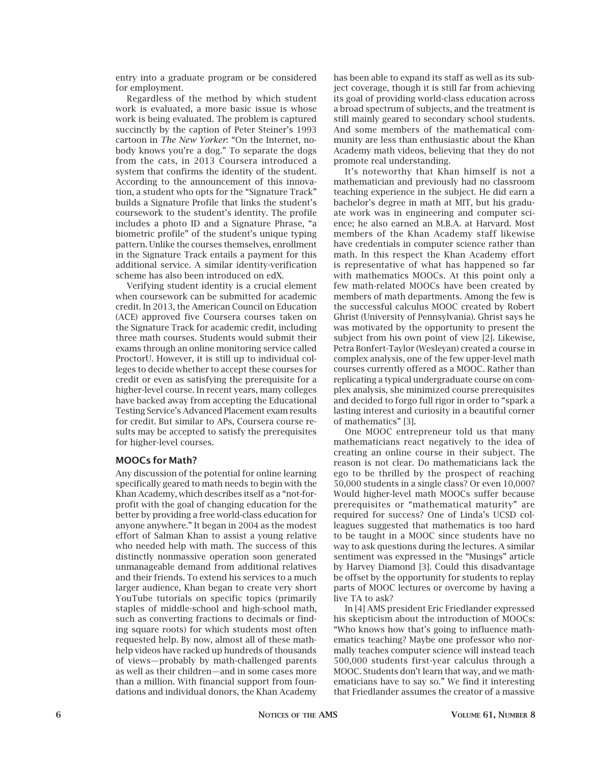entry into a graduate program or be considered for employment.

Regardless of the method by which student work is evaluated, a more basic issue is whose work is being evaluated. The problem is captured succinctly by the caption of Peter Steiner's 1993 cartoon in *The New Yorker*: "On the Internet, nobody knows you're a dog." To separate the dogs from the cats, in 2013 Coursera introduced a system that confirms the identity of the student. According to the announcement of this innovation, a student who opts for the "Signature Track" builds a Signature Profile that links the student's coursework to the student's identity. The profile includes a photo ID and a Signature Phrase, "a biometric profile" of the student's unique typing pattern. Unlike the courses themselves, enrollment in the Signature Track entails a payment for this additional service. A similar identity-verification scheme has also been introduced on edX.

Verifying student identity is a crucial element when coursework can be submitted for academic credit. In 2013, the American Council on Education (ACE) approved five Coursera courses taken on the Signature Track for academic credit, including three math courses. Students would submit their exams through an online monitoring service called ProctorU. However, it is still up to individual colleges to decide whether to accept these courses for credit or even as satisfying the prerequisite for a higher-level course. In recent years, many colleges have backed away from accepting the Educational Testing Service's Advanced Placement exam results for credit. But similar to APs, Coursera course results may be accepted to satisfy the prerequisites for higher-level courses.

## MOOCs for Math?

Any discussion of the potential for online learning specifically geared to math needs to begin with the Khan Academy, which describes itself as a "not-for-profit with the goal of changing education for the better by providing a free world-class education for anyone anywhere." It began in 2004 as the modest effort of Salman Khan to assist a young relative who needed help with math. The success of this distinctly nonmassive operation soon generated unmanageable demand from additional relatives and their friends. To extend his services to a much larger audience, Khan began to create very short YouTube tutorials on specific topics (primarily staples of middle-school and high-school math, such as converting fractions to decimals or finding square roots) for which students most often requested help. By now, almost all of these math-help videos have racked up hundreds of thousands of views—probably by math-challenged parents as well as their children—and in some cases more than a million. With financial support from foundations and individual donors, the Khan Academy has been able to expand its staff as well as its subject coverage, though it is still far from achieving its goal of providing world-class education across a broad spectrum of subjects, and the treatment is still mainly geared to secondary school students. And some members of the mathematical community are less than enthusiastic about the Khan Academy math videos, believing that they do not promote real understanding.

It's noteworthy that Khan himself is not a mathematician and previously had no classroom teaching experience in the subject. He did earn a bachelor's degree in math at MIT, but his graduate work was in engineering and computer science; he also earned an M.B.A. at Harvard. Most members of the Khan Academy staff likewise have credentials in computer science rather than math. In this respect the Khan Academy effort is representative of what has happened so far with mathematics MOOCs. At this point only a few math-related MOOCs have been created by members of math departments. Among the few is the successful calculus MOOC created by Robert Ghrist (University of Pennsylvania). Ghrist says he was motivated by the opportunity to present the subject from his own point of view [2]. Likewise, Petra Bonfert-Taylor (Wesleyan) created a course in complex analysis, one of the few upper-level math courses currently offered as a MOOC. Rather than replicating a typical undergraduate course on complex analysis, she minimized course prerequisites and decided to forgo full rigor in order to "spark a lasting interest and curiosity in a beautiful corner of mathematics" [3].

One MOOC entrepreneur told us that many mathematicians react negatively to the idea of creating an online course in their subject. The reason is not clear. Do mathematicians lack the ego to be thrilled by the prospect of reaching 50,000 students in a single class? Or even 10,000? Would higher-level math MOOCs suffer because prerequisites or "mathematical maturity" are required for success? One of Linda's UCSD colleagues suggested that mathematics is too hard to be taught in a MOOC since students have no way to ask questions during the lectures. A similar sentiment was expressed in the "Musings" article by Harvey Diamond [3]. Could this disadvantage be offset by the opportunity for students to replay parts of MOOC lectures or overcome by having a live TA to ask?

In [4] AMS president Eric Friedlander expressed his skepticism about the introduction of MOOCs: "Who knows how that's going to influence mathematics teaching? Maybe one professor who normally teaches computer science will instead teach 500,000 students first-year calculus through a MOOC. Students don't learn that way, and we mathematicians have to say so." We find it interesting that Friedlander assumes the creator of a massive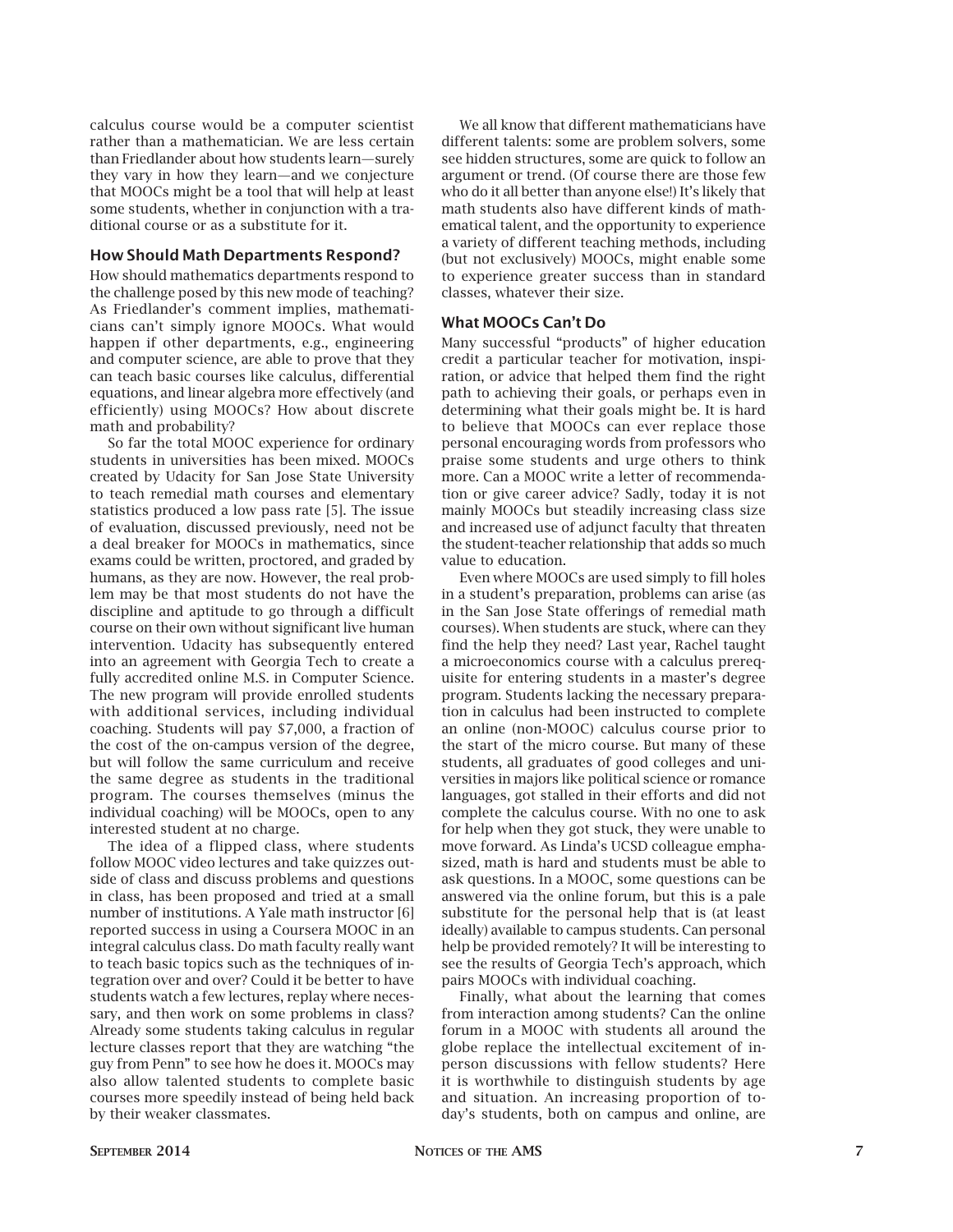calculus course would be a computer scientist rather than a mathematician. We are less certain than Friedlander about how students learn—surely they vary in how they learn—and we conjecture that MOOCs might be a tool that will help at least some students, whether in conjunction with a traditional course or as a substitute for it.

### How Should Math Departments Respond?

How should mathematics departments respond to the challenge posed by this new mode of teaching? As Friedlander's comment implies, mathematicians can't simply ignore MOOCs. What would happen if other departments, e.g., engineering and computer science, are able to prove that they can teach basic courses like calculus, differential equations, and linear algebra more effectively (and efficiently) using MOOCs? How about discrete math and probability?

So far the total MOOC experience for ordinary students in universities has been mixed. MOOCs created by Udacity for San Jose State University to teach remedial math courses and elementary statistics produced a low pass rate [5]. The issue of evaluation, discussed previously, need not be a deal breaker for MOOCs in mathematics, since exams could be written, proctored, and graded by humans, as they are now. However, the real problem may be that most students do not have the discipline and aptitude to go through a difficult course on their own without significant live human intervention. Udacity has subsequently entered into an agreement with Georgia Tech to create a fully accredited online M.S. in Computer Science. The new program will provide enrolled students with additional services, including individual coaching. Students will pay $7,000, a fraction of the cost of the on-campus version of the degree, but will follow the same curriculum and receive the same degree as students in the traditional program. The courses themselves (minus the individual coaching) will be MOOCs, open to any interested student at no charge.

The idea of a flipped class, where students follow MOOC video lectures and take quizzes outside of class and discuss problems and questions in class, has been proposed and tried at a small number of institutions. A Yale math instructor [6] reported success in using a Coursera MOOC in an integral calculus class. Do math faculty really want to teach basic topics such as the techniques of integration over and over? Could it be better to have students watch a few lectures, replay where necessary, and then work on some problems in class? Already some students taking calculus in regular lecture classes report that they are watching "the guy from Penn" to see how he does it. MOOCs may also allow talented students to complete basic courses more speedily instead of being held back by their weaker classmates.

We all know that different mathematicians have different talents: some are problem solvers, some see hidden structures, some are quick to follow an argument or trend. (Of course there are those few who do it all better than anyone else!) It's likely that math students also have different kinds of mathematical talent, and the opportunity to experience a variety of different teaching methods, including (but not exclusively) MOOCs, might enable some to experience greater success than in standard classes, whatever their size.

### What MOOCs Can't Do

Many successful "products" of higher education credit a particular teacher for motivation, inspiration, or advice that helped them find the right path to achieving their goals, or perhaps even in determining what their goals might be. It is hard to believe that MOOCs can ever replace those personal encouraging words from professors who praise some students and urge others to think more. Can a MOOC write a letter of recommendation or give career advice? Sadly, today it is not mainly MOOCs but steadily increasing class size and increased use of adjunct faculty that threaten the student-teacher relationship that adds so much value to education.

Even where MOOCs are used simply to fill holes in a student's preparation, problems can arise (as in the San Jose State offerings of remedial math courses). When students are stuck, where can they find the help they need? Last year, Rachel taught a microeconomics course with a calculus prerequisite for entering students in a master's degree program. Students lacking the necessary preparation in calculus had been instructed to complete an online (non-MOOC) calculus course prior to the start of the micro course. But many of these students, all graduates of good colleges and universities in majors like political science or romance languages, got stalled in their efforts and did not complete the calculus course. With no one to ask for help when they got stuck, they were unable to move forward. As Linda's UCSD colleague emphasized, math is hard and students must be able to ask questions. In a MOOC, some questions can be answered via the online forum, but this is a pale substitute for the personal help that is (at least ideally) available to campus students. Can personal help be provided remotely? It will be interesting to see the results of Georgia Tech's approach, which pairs MOOCs with individual coaching.

Finally, what about the learning that comes from interaction among students? Can the online forum in a MOOC with students all around the globe replace the intellectual excitement of in-person discussions with fellow students? Here it is worthwhile to distinguish students by age and situation. An increasing proportion of today's students, both on campus and online, are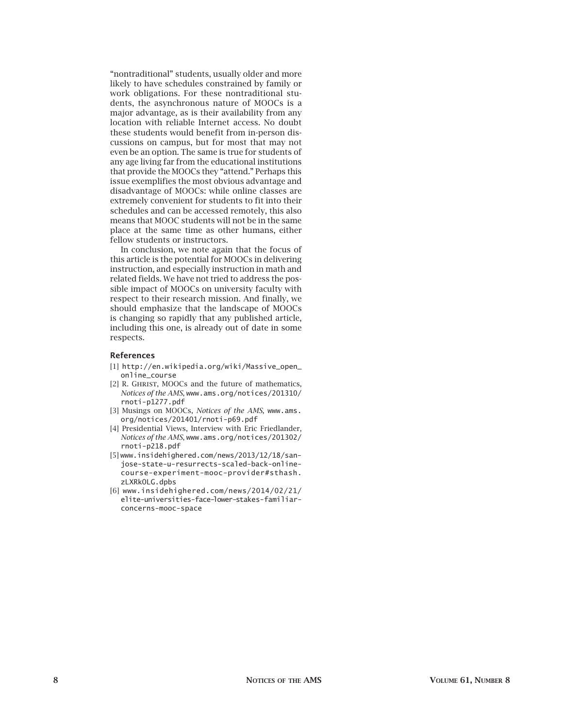"nontraditional" students, usually older and more likely to have schedules constrained by family or work obligations. For these nontraditional students, the asynchronous nature of MOOCs is a major advantage, as is their availability from any location with reliable Internet access. No doubt these students would benefit from in-person discussions on campus, but for most that may not even be an option. The same is true for students of any age living far from the educational institutions that provide the MOOCs they "attend." Perhaps this issue exemplifies the most obvious advantage and disadvantage of MOOCs: while online classes are extremely convenient for students to fit into their schedules and can be accessed remotely, this also means that MOOC students will not be in the same place at the same time as other humans, either fellow students or instructors.

In conclusion, we note again that the focus of this article is the potential for MOOCs in delivering instruction, and especially instruction in math and related fields. We have not tried to address the possible impact of MOOCs on university faculty with respect to their research mission. And finally, we should emphasize that the landscape of MOOCs is changing so rapidly that any published article, including this one, is already out of date in some respects.

### References

[1] http://en.wikipedia.org/wiki/Massive_open_online_course

[2] R. Ghrist, MOOCs and the future of mathematics, *Notices of the AMS*, www.ams.org/notices/201310/rnoti-p1277.pdf

[3] Musings on MOOCs, *Notices of the AMS*, www.ams.org/notices/201401/rnoti-p69.pdf

[4] Presidential Views, Interview with Eric Friedlander, *Notices of the AMS*, www.ams.org/notices/201302/rnoti-p218.pdf

[5] www.insidehighered.com/news/2013/12/18/san-jose-state-u-resurrects-scaled-back-online-course-experiment-mooc-provider#sthash.zLXRkOLG.dpbs

[6] www.insidehighered.com/news/2014/02/21/elite-universities-face-lower-stakes-familiar-concerns-mooc-space